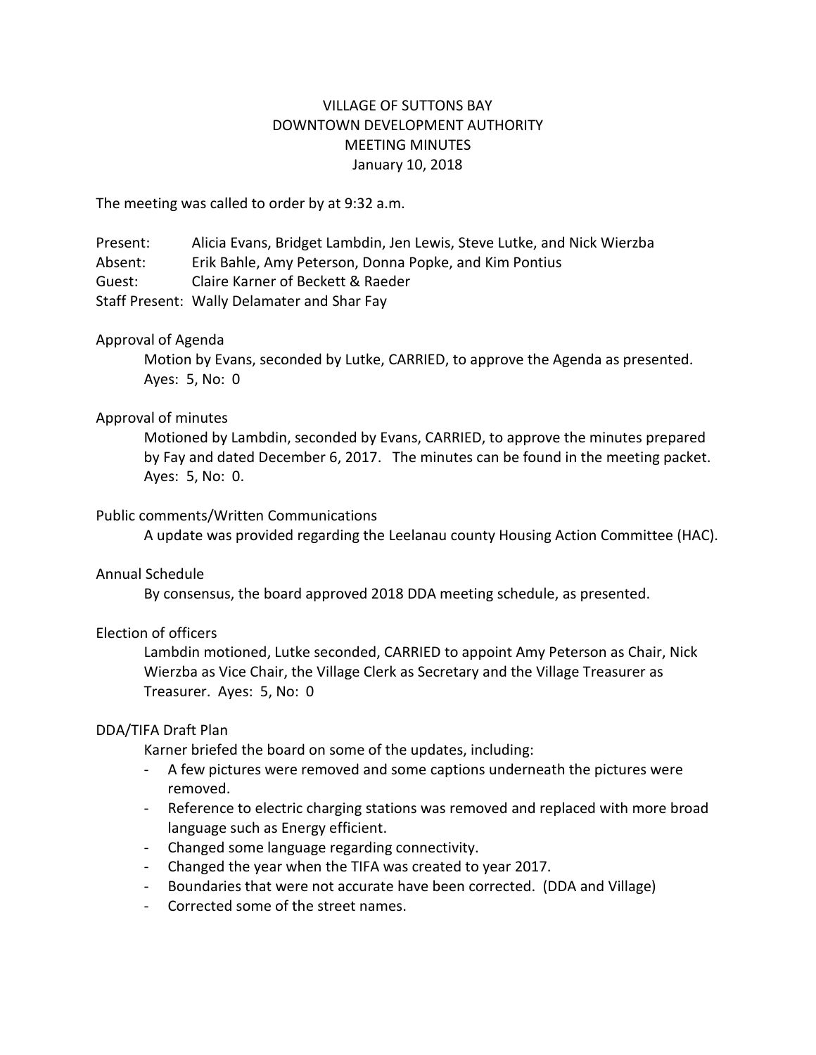# VILLAGE OF SUTTONS BAY
# DOWNTOWN DEVELOPMENT AUTHORITY
# MEETING MINUTES
# January 10, 2018

The meeting was called to order by at 9:32 a.m.

Present: Alicia Evans, Bridget Lambdin, Jen Lewis, Steve Lutke, and Nick Wierzba
Absent: Erik Bahle, Amy Peterson, Donna Popke, and Kim Pontius
Guest: Claire Karner of Beckett & Raeder
Staff Present: Wally Delamater and Shar Fay

Approval of Agenda

Motion by Evans, seconded by Lutke, CARRIED, to approve the Agenda as presented. Ayes: 5, No: 0

Approval of minutes

Motioned by Lambdin, seconded by Evans, CARRIED, to approve the minutes prepared by Fay and dated December 6, 2017. The minutes can be found in the meeting packet. Ayes: 5, No: 0.

Public comments/Written Communications

A update was provided regarding the Leelanau county Housing Action Committee (HAC).

Annual Schedule

By consensus, the board approved 2018 DDA meeting schedule, as presented.

Election of officers

Lambdin motioned, Lutke seconded, CARRIED to appoint Amy Peterson as Chair, Nick Wierzba as Vice Chair, the Village Clerk as Secretary and the Village Treasurer as Treasurer. Ayes: 5, No: 0

DDA/TIFA Draft Plan

Karner briefed the board on some of the updates, including:

- A few pictures were removed and some captions underneath the pictures were removed.
- Reference to electric charging stations was removed and replaced with more broad language such as Energy efficient.
- Changed some language regarding connectivity.
- Changed the year when the TIFA was created to year 2017.
- Boundaries that were not accurate have been corrected. (DDA and Village)
- Corrected some of the street names.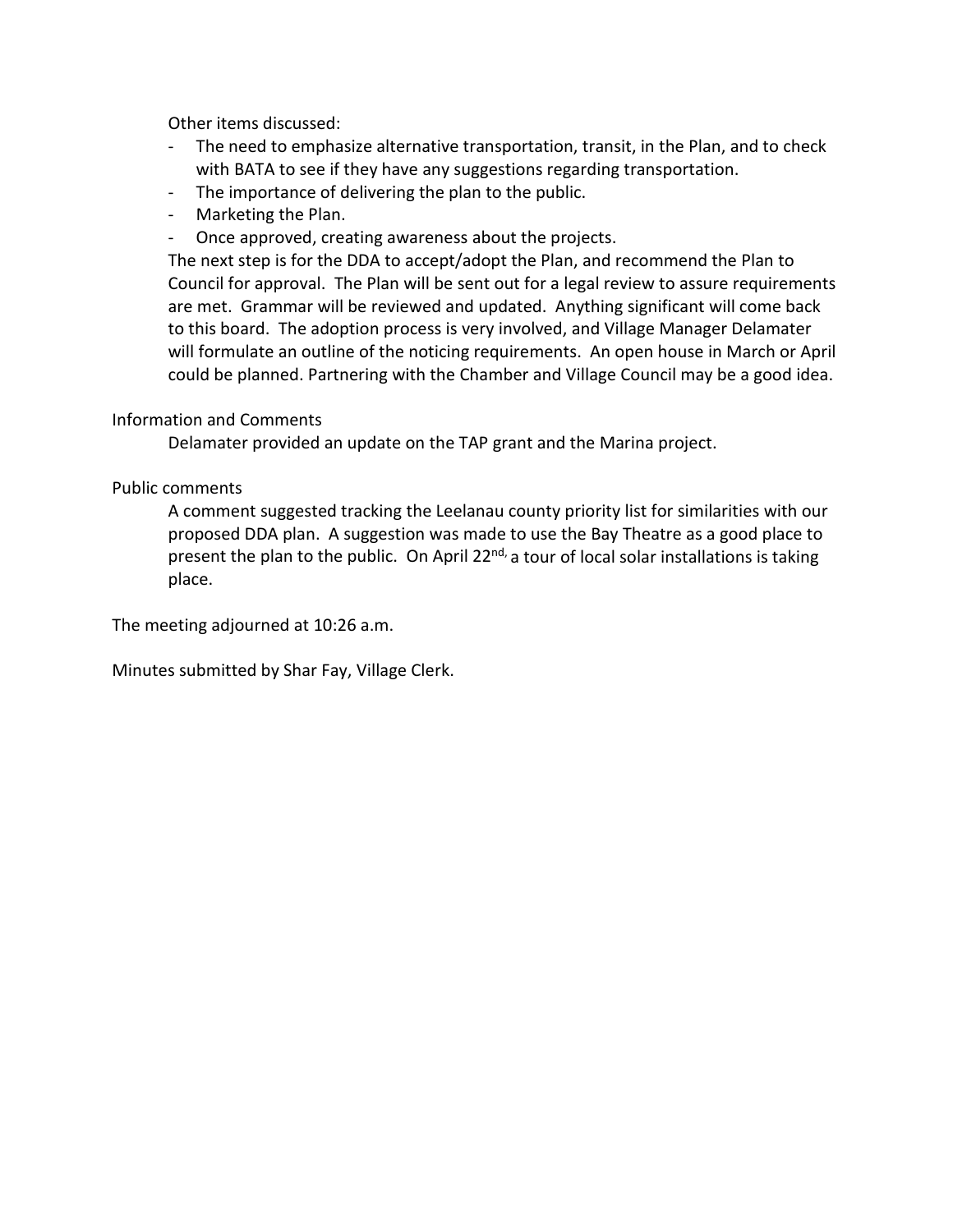Other items discussed:

- The need to emphasize alternative transportation, transit, in the Plan, and to check with BATA to see if they have any suggestions regarding transportation.
- The importance of delivering the plan to the public.
- Marketing the Plan.
- Once approved, creating awareness about the projects.

The next step is for the DDA to accept/adopt the Plan, and recommend the Plan to Council for approval. The Plan will be sent out for a legal review to assure requirements are met. Grammar will be reviewed and updated. Anything significant will come back to this board. The adoption process is very involved, and Village Manager Delamater will formulate an outline of the noticing requirements. An open house in March or April could be planned. Partnering with the Chamber and Village Council may be a good idea.

Information and Comments

Delamater provided an update on the TAP grant and the Marina project.

Public comments

A comment suggested tracking the Leelanau county priority list for similarities with our proposed DDA plan. A suggestion was made to use the Bay Theatre as a good place to present the plan to the public. On April 22nd, a tour of local solar installations is taking place.

The meeting adjourned at 10:26 a.m.

Minutes submitted by Shar Fay, Village Clerk.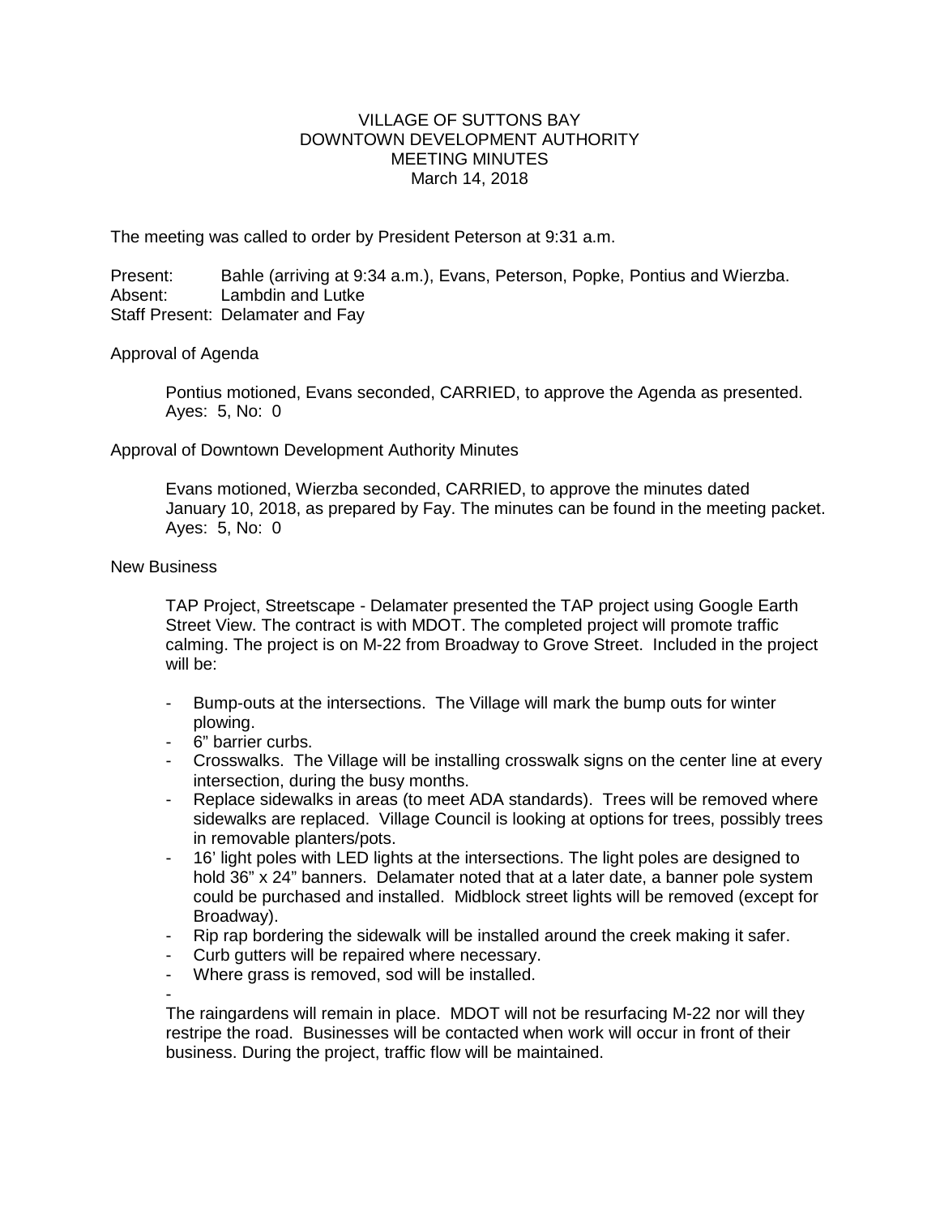VILLAGE OF SUTTONS BAY
DOWNTOWN DEVELOPMENT AUTHORITY
MEETING MINUTES
March 14, 2018

The meeting was called to order by President Peterson at 9:31 a.m.

Present: Bahle (arriving at 9:34 a.m.), Evans, Peterson, Popke, Pontius and Wierzba.
Absent: Lambdin and Lutke
Staff Present: Delamater and Fay

Approval of Agenda

Pontius motioned, Evans seconded, CARRIED, to approve the Agenda as presented.
Ayes: 5, No: 0

Approval of Downtown Development Authority Minutes

Evans motioned, Wierzba seconded, CARRIED, to approve the minutes dated January 10, 2018, as prepared by Fay. The minutes can be found in the meeting packet.
Ayes: 5, No: 0

New Business

TAP Project, Streetscape - Delamater presented the TAP project using Google Earth Street View. The contract is with MDOT. The completed project will promote traffic calming. The project is on M-22 from Broadway to Grove Street. Included in the project will be:

- Bump-outs at the intersections. The Village will mark the bump outs for winter plowing.
- 6" barrier curbs.
- Crosswalks. The Village will be installing crosswalk signs on the center line at every intersection, during the busy months.
- Replace sidewalks in areas (to meet ADA standards). Trees will be removed where sidewalks are replaced. Village Council is looking at options for trees, possibly trees in removable planters/pots.
- 16' light poles with LED lights at the intersections. The light poles are designed to hold 36" x 24" banners. Delamater noted that at a later date, a banner pole system could be purchased and installed. Midblock street lights will be removed (except for Broadway).
- Rip rap bordering the sidewalk will be installed around the creek making it safer.
- Curb gutters will be repaired where necessary.
- Where grass is removed, sod will be installed.
-

The raingardens will remain in place. MDOT will not be resurfacing M-22 nor will they restripe the road. Businesses will be contacted when work will occur in front of their business. During the project, traffic flow will be maintained.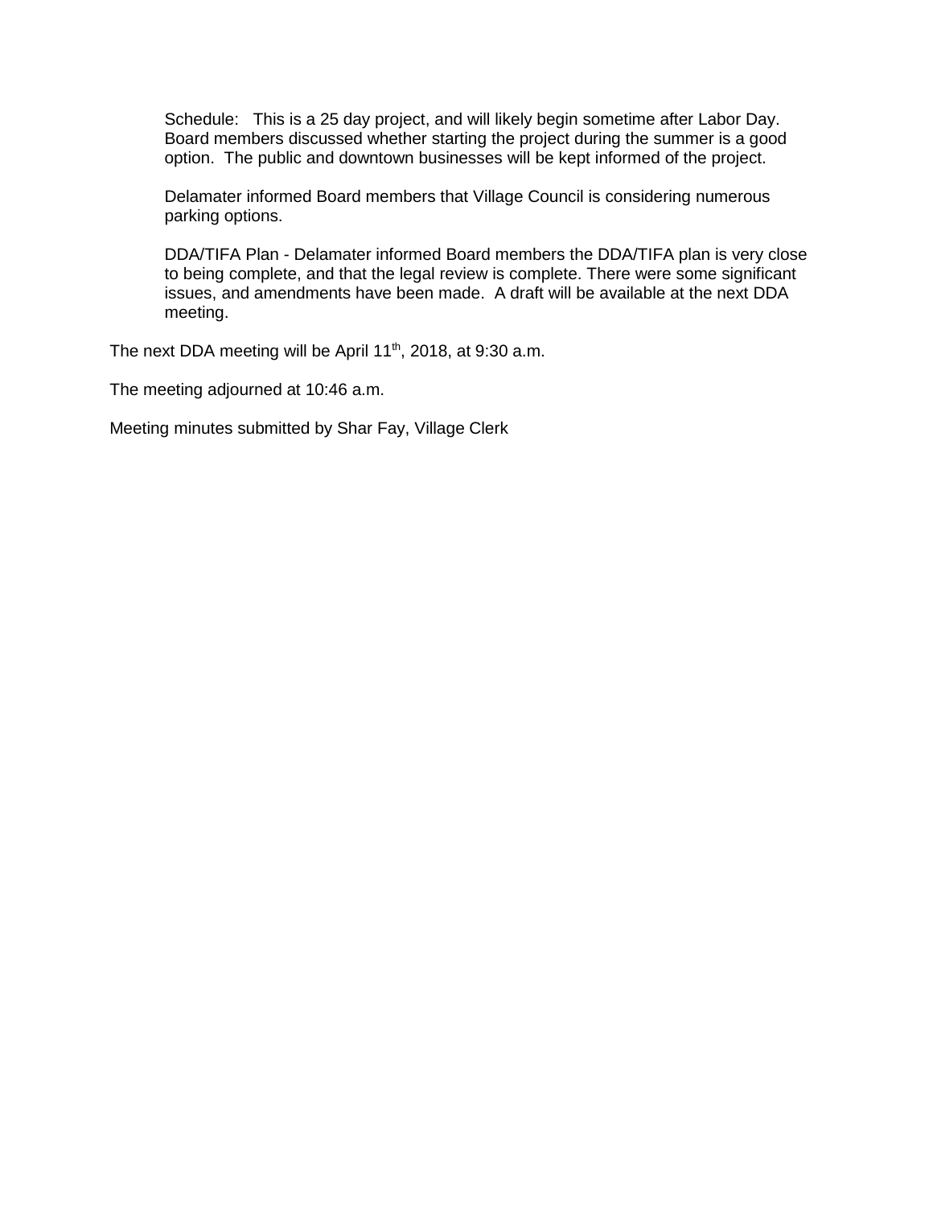Schedule: This is a 25 day project, and will likely begin sometime after Labor Day. Board members discussed whether starting the project during the summer is a good option. The public and downtown businesses will be kept informed of the project.

Delamater informed Board members that Village Council is considering numerous parking options.

DDA/TIFA Plan - Delamater informed Board members the DDA/TIFA plan is very close to being complete, and that the legal review is complete. There were some significant issues, and amendments have been made. A draft will be available at the next DDA meeting.

The next DDA meeting will be April 11th, 2018, at 9:30 a.m.

The meeting adjourned at 10:46 a.m.

Meeting minutes submitted by Shar Fay, Village Clerk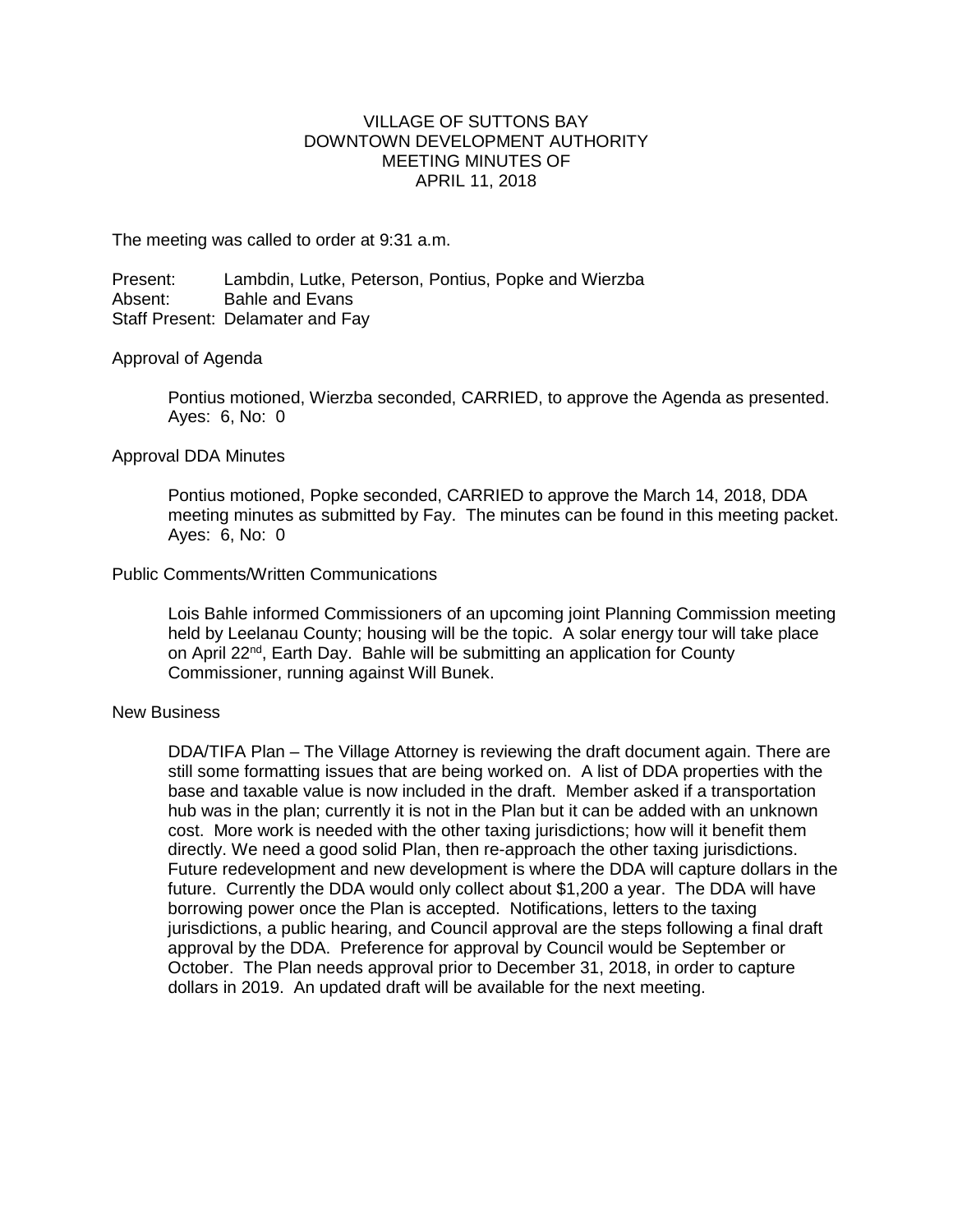# VILLAGE OF SUTTONS BAY
## DOWNTOWN DEVELOPMENT AUTHORITY
## MEETING MINUTES OF
## APRIL 11, 2018

The meeting was called to order at 9:31 a.m.

Present: Lambdin, Lutke, Peterson, Pontius, Popke and Wierzba
Absent: Bahle and Evans
Staff Present: Delamater and Fay

Approval of Agenda

> Pontius motioned, Wierzba seconded, CARRIED, to approve the Agenda as presented.
> Ayes: 6, No: 0

Approval DDA Minutes

> Pontius motioned, Popke seconded, CARRIED to approve the March 14, 2018, DDA meeting minutes as submitted by Fay. The minutes can be found in this meeting packet.
> Ayes: 6, No: 0

Public Comments/Written Communications

> Lois Bahle informed Commissioners of an upcoming joint Planning Commission meeting held by Leelanau County; housing will be the topic. A solar energy tour will take place on April 22nd, Earth Day. Bahle will be submitting an application for County Commissioner, running against Will Bunek.

New Business

> DDA/TIFA Plan – The Village Attorney is reviewing the draft document again. There are still some formatting issues that are being worked on. A list of DDA properties with the base and taxable value is now included in the draft. Member asked if a transportation hub was in the plan; currently it is not in the Plan but it can be added with an unknown cost. More work is needed with the other taxing jurisdictions; how will it benefit them directly. We need a good solid Plan, then re-approach the other taxing jurisdictions. Future redevelopment and new development is where the DDA will capture dollars in the future. Currently the DDA would only collect about $1,200 a year. The DDA will have borrowing power once the Plan is accepted. Notifications, letters to the taxing jurisdictions, a public hearing, and Council approval are the steps following a final draft approval by the DDA. Preference for approval by Council would be September or October. The Plan needs approval prior to December 31, 2018, in order to capture dollars in 2019. An updated draft will be available for the next meeting.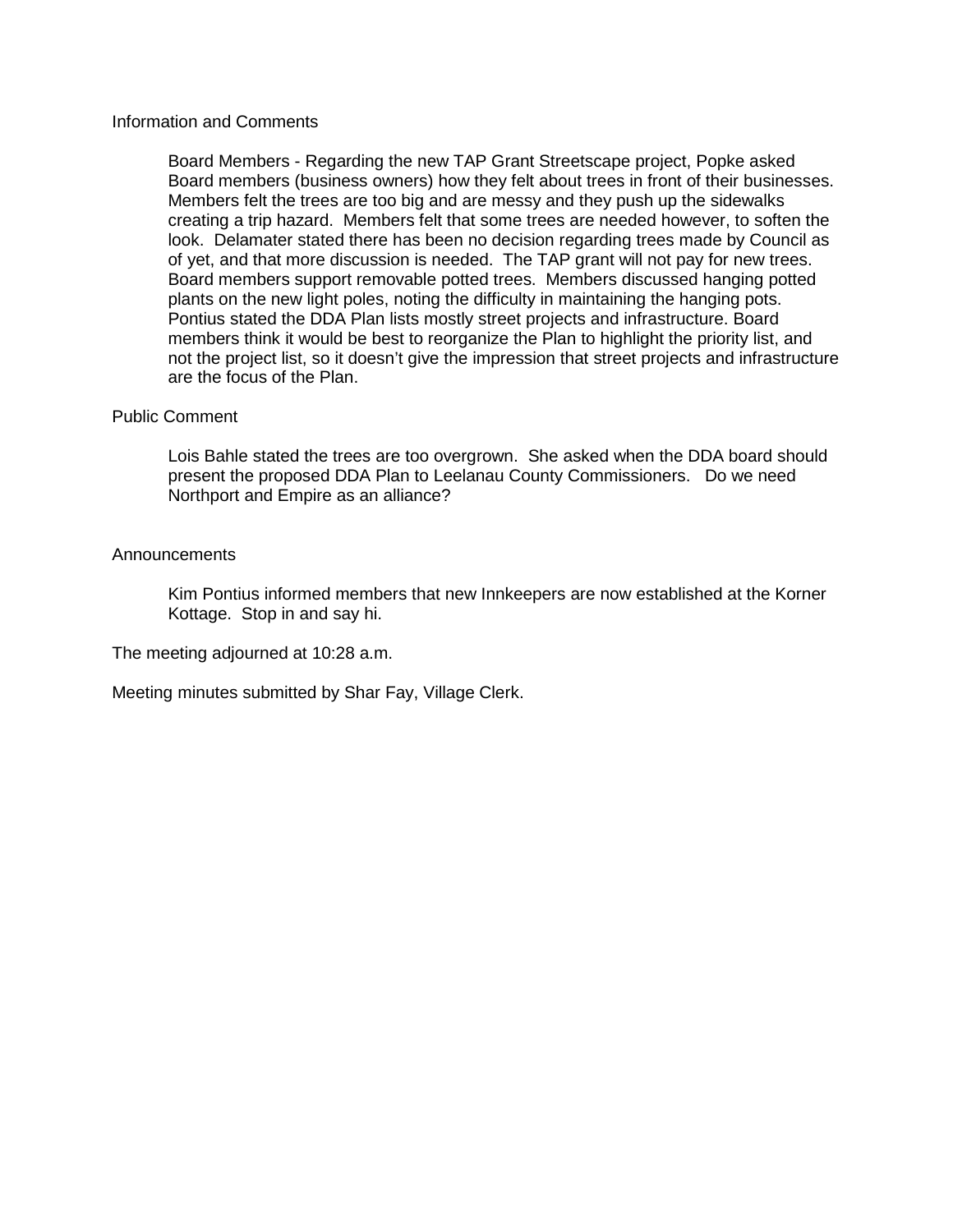Information and Comments

Board Members - Regarding the new TAP Grant Streetscape project, Popke asked Board members (business owners) how they felt about trees in front of their businesses. Members felt the trees are too big and are messy and they push up the sidewalks creating a trip hazard. Members felt that some trees are needed however, to soften the look. Delamater stated there has been no decision regarding trees made by Council as of yet, and that more discussion is needed. The TAP grant will not pay for new trees. Board members support removable potted trees. Members discussed hanging potted plants on the new light poles, noting the difficulty in maintaining the hanging pots. Pontius stated the DDA Plan lists mostly street projects and infrastructure. Board members think it would be best to reorganize the Plan to highlight the priority list, and not the project list, so it doesn't give the impression that street projects and infrastructure are the focus of the Plan.

Public Comment

Lois Bahle stated the trees are too overgrown. She asked when the DDA board should present the proposed DDA Plan to Leelanau County Commissioners. Do we need Northport and Empire as an alliance?

Announcements

Kim Pontius informed members that new Innkeepers are now established at the Korner Kottage. Stop in and say hi.

The meeting adjourned at 10:28 a.m.

Meeting minutes submitted by Shar Fay, Village Clerk.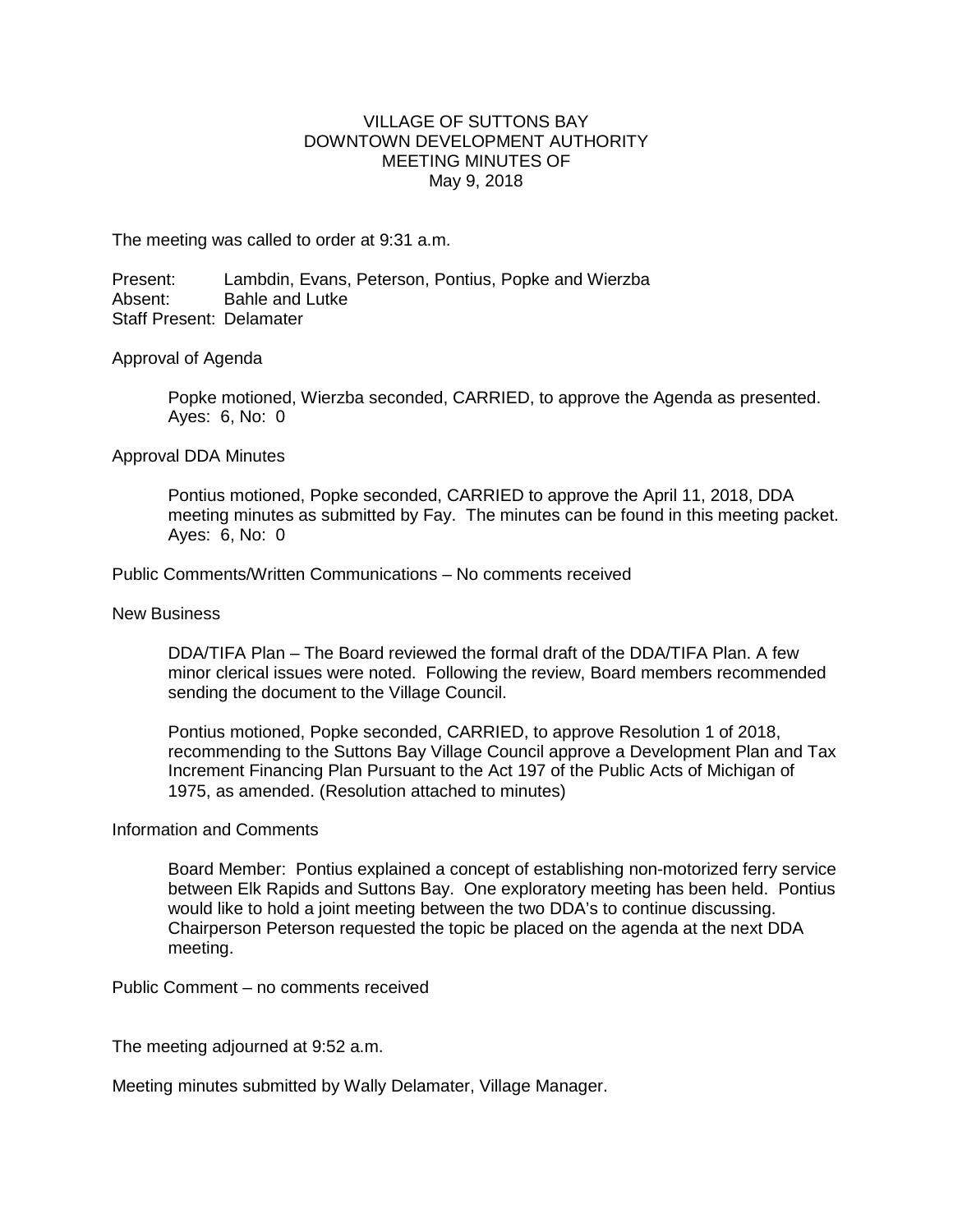# VILLAGE OF SUTTONS BAY
## DOWNTOWN DEVELOPMENT AUTHORITY
## MEETING MINUTES OF
## May 9, 2018

The meeting was called to order at 9:31 a.m.

Present: Lambdin, Evans, Peterson, Pontius, Popke and Wierzba
Absent: Bahle and Lutke
Staff Present: Delamater

Approval of Agenda

> Popke motioned, Wierzba seconded, CARRIED, to approve the Agenda as presented. Ayes: 6, No: 0

Approval DDA Minutes

> Pontius motioned, Popke seconded, CARRIED to approve the April 11, 2018, DDA meeting minutes as submitted by Fay. The minutes can be found in this meeting packet. Ayes: 6, No: 0

Public Comments/Written Communications – No comments received

New Business

> DDA/TIFA Plan – The Board reviewed the formal draft of the DDA/TIFA Plan. A few minor clerical issues were noted. Following the review, Board members recommended sending the document to the Village Council.
>
> Pontius motioned, Popke seconded, CARRIED, to approve Resolution 1 of 2018, recommending to the Suttons Bay Village Council approve a Development Plan and Tax Increment Financing Plan Pursuant to the Act 197 of the Public Acts of Michigan of 1975, as amended. (Resolution attached to minutes)

Information and Comments

> Board Member: Pontius explained a concept of establishing non-motorized ferry service between Elk Rapids and Suttons Bay. One exploratory meeting has been held. Pontius would like to hold a joint meeting between the two DDA's to continue discussing. Chairperson Peterson requested the topic be placed on the agenda at the next DDA meeting.

Public Comment – no comments received

The meeting adjourned at 9:52 a.m.

Meeting minutes submitted by Wally Delamater, Village Manager.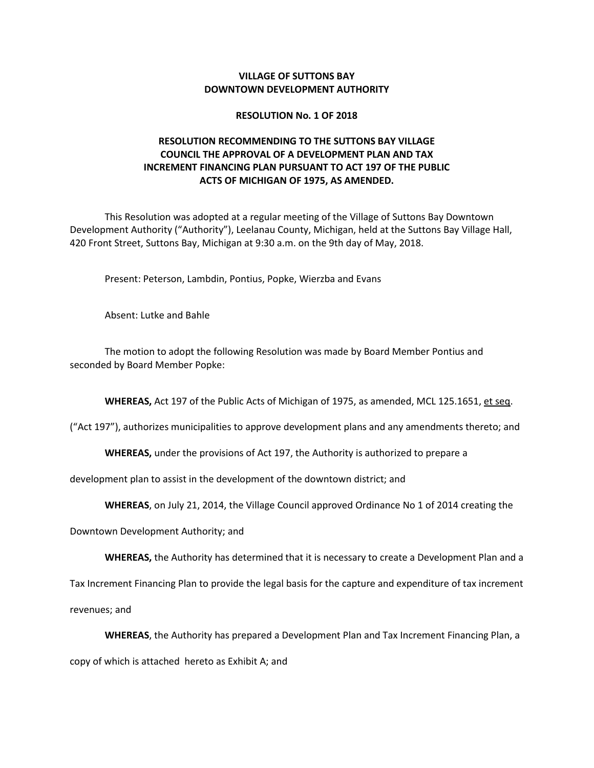**VILLAGE OF SUTTONS BAY**
**DOWNTOWN DEVELOPMENT AUTHORITY**

**RESOLUTION No. 1 OF 2018**

**RESOLUTION RECOMMENDING TO THE SUTTONS BAY VILLAGE COUNCIL THE APPROVAL OF A DEVELOPMENT PLAN AND TAX INCREMENT FINANCING PLAN PURSUANT TO ACT 197 OF THE PUBLIC ACTS OF MICHIGAN OF 1975, AS AMENDED.**

This Resolution was adopted at a regular meeting of the Village of Suttons Bay Downtown Development Authority ("Authority"), Leelanau County, Michigan, held at the Suttons Bay Village Hall, 420 Front Street, Suttons Bay, Michigan at 9:30 a.m. on the 9th day of May, 2018.

Present: Peterson, Lambdin, Pontius, Popke, Wierzba and Evans

Absent: Lutke and Bahle

The motion to adopt the following Resolution was made by Board Member Pontius and seconded by Board Member Popke:

**WHEREAS,** Act 197 of the Public Acts of Michigan of 1975, as amended, MCL 125.1651, et seq. ("Act 197"), authorizes municipalities to approve development plans and any amendments thereto; and

**WHEREAS,** under the provisions of Act 197, the Authority is authorized to prepare a development plan to assist in the development of the downtown district; and

**WHEREAS**, on July 21, 2014, the Village Council approved Ordinance No 1 of 2014 creating the Downtown Development Authority; and

**WHEREAS,** the Authority has determined that it is necessary to create a Development Plan and a Tax Increment Financing Plan to provide the legal basis for the capture and expenditure of tax increment revenues; and

**WHEREAS**, the Authority has prepared a Development Plan and Tax Increment Financing Plan, a copy of which is attached hereto as Exhibit A; and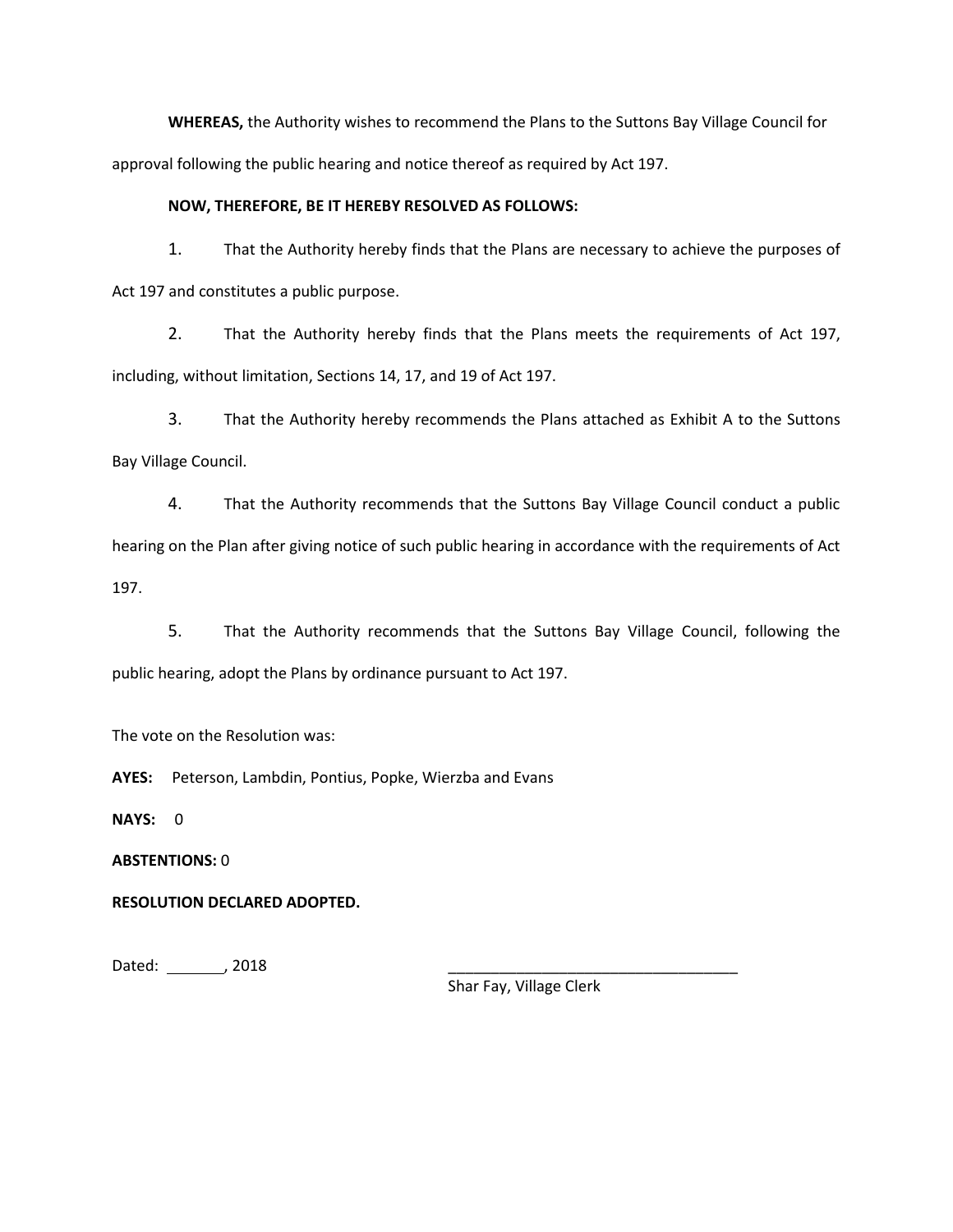**WHEREAS,** the Authority wishes to recommend the Plans to the Suttons Bay Village Council for approval following the public hearing and notice thereof as required by Act 197.

**NOW, THEREFORE, BE IT HEREBY RESOLVED AS FOLLOWS:**

1. That the Authority hereby finds that the Plans are necessary to achieve the purposes of Act 197 and constitutes a public purpose.

2. That the Authority hereby finds that the Plans meets the requirements of Act 197, including, without limitation, Sections 14, 17, and 19 of Act 197.

3. That the Authority hereby recommends the Plans attached as Exhibit A to the Suttons Bay Village Council.

4. That the Authority recommends that the Suttons Bay Village Council conduct a public hearing on the Plan after giving notice of such public hearing in accordance with the requirements of Act 197.

5. That the Authority recommends that the Suttons Bay Village Council, following the public hearing, adopt the Plans by ordinance pursuant to Act 197.

The vote on the Resolution was:

**AYES:** Peterson, Lambdin, Pontius, Popke, Wierzba and Evans

**NAYS:** 0

**ABSTENTIONS:** 0

**RESOLUTION DECLARED ADOPTED.**

Dated: _______, 2018

___________________________________
Shar Fay, Village Clerk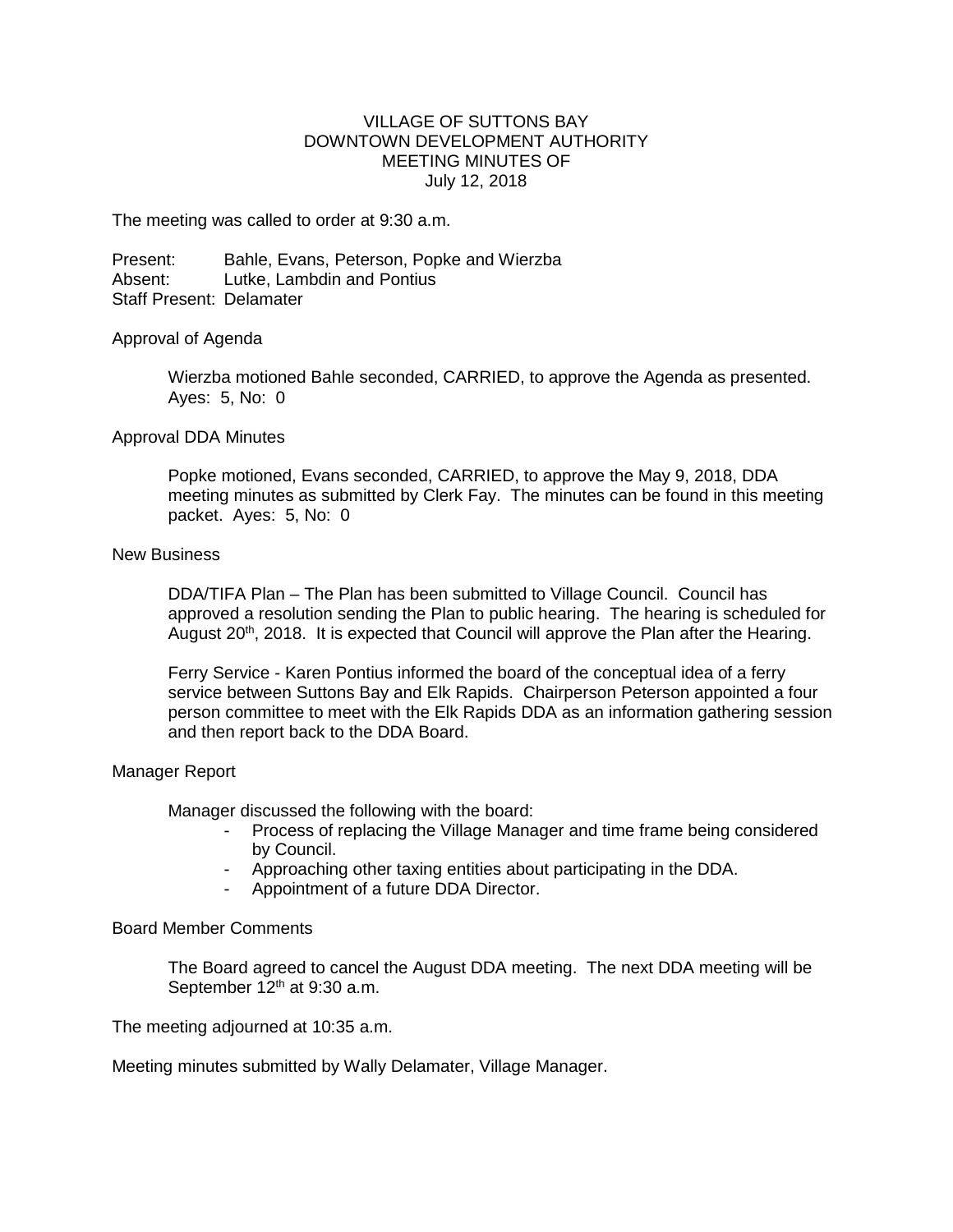# VILLAGE OF SUTTONS BAY
## DOWNTOWN DEVELOPMENT AUTHORITY
## MEETING MINUTES OF
## July 12, 2018

The meeting was called to order at 9:30 a.m.

Present: Bahle, Evans, Peterson, Popke and Wierzba
Absent: Lutke, Lambdin and Pontius
Staff Present: Delamater

Approval of Agenda

Wierzba motioned Bahle seconded, CARRIED, to approve the Agenda as presented. Ayes: 5, No: 0

Approval DDA Minutes

Popke motioned, Evans seconded, CARRIED, to approve the May 9, 2018, DDA meeting minutes as submitted by Clerk Fay. The minutes can be found in this meeting packet. Ayes: 5, No: 0

New Business

DDA/TIFA Plan – The Plan has been submitted to Village Council. Council has approved a resolution sending the Plan to public hearing. The hearing is scheduled for August 20th, 2018. It is expected that Council will approve the Plan after the Hearing.

Ferry Service - Karen Pontius informed the board of the conceptual idea of a ferry service between Suttons Bay and Elk Rapids. Chairperson Peterson appointed a four person committee to meet with the Elk Rapids DDA as an information gathering session and then report back to the DDA Board.

Manager Report

Manager discussed the following with the board:

- Process of replacing the Village Manager and time frame being considered by Council.
- Approaching other taxing entities about participating in the DDA.
- Appointment of a future DDA Director.

Board Member Comments

The Board agreed to cancel the August DDA meeting. The next DDA meeting will be September 12th at 9:30 a.m.

The meeting adjourned at 10:35 a.m.

Meeting minutes submitted by Wally Delamater, Village Manager.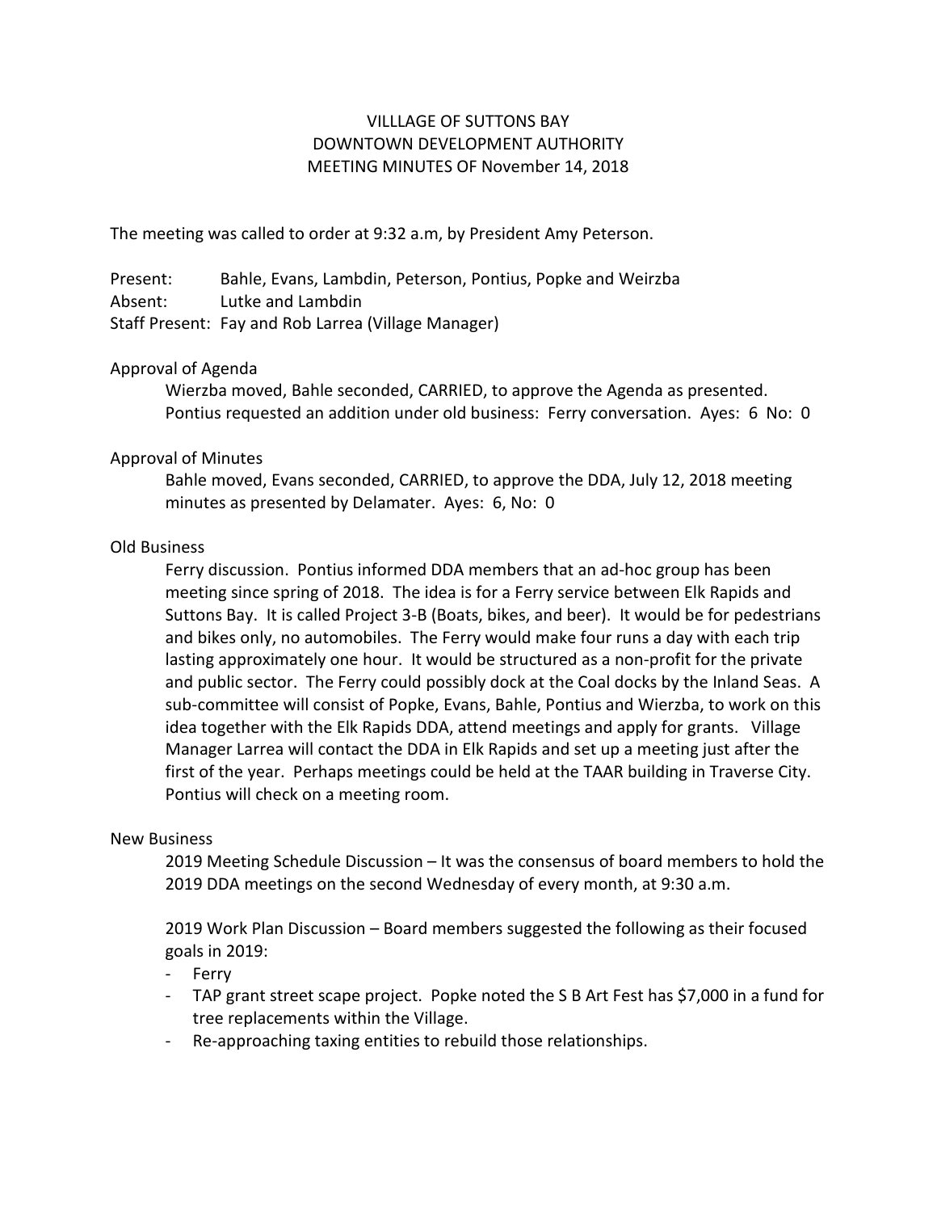VILLLAGE OF SUTTONS BAY
DOWNTOWN DEVELOPMENT AUTHORITY
MEETING MINUTES OF November 14, 2018

The meeting was called to order at 9:32 a.m, by President Amy Peterson.

Present: Bahle, Evans, Lambdin, Peterson, Pontius, Popke and Weirzba
Absent: Lutke and Lambdin
Staff Present: Fay and Rob Larrea (Village Manager)

Approval of Agenda

Wierzba moved, Bahle seconded, CARRIED, to approve the Agenda as presented. Pontius requested an addition under old business: Ferry conversation. Ayes: 6 No: 0

Approval of Minutes

Bahle moved, Evans seconded, CARRIED, to approve the DDA, July 12, 2018 meeting minutes as presented by Delamater. Ayes: 6, No: 0

Old Business

Ferry discussion. Pontius informed DDA members that an ad-hoc group has been meeting since spring of 2018. The idea is for a Ferry service between Elk Rapids and Suttons Bay. It is called Project 3-B (Boats, bikes, and beer). It would be for pedestrians and bikes only, no automobiles. The Ferry would make four runs a day with each trip lasting approximately one hour. It would be structured as a non-profit for the private and public sector. The Ferry could possibly dock at the Coal docks by the Inland Seas. A sub-committee will consist of Popke, Evans, Bahle, Pontius and Wierzba, to work on this idea together with the Elk Rapids DDA, attend meetings and apply for grants. Village Manager Larrea will contact the DDA in Elk Rapids and set up a meeting just after the first of the year. Perhaps meetings could be held at the TAAR building in Traverse City. Pontius will check on a meeting room.

New Business

2019 Meeting Schedule Discussion – It was the consensus of board members to hold the 2019 DDA meetings on the second Wednesday of every month, at 9:30 a.m.

2019 Work Plan Discussion – Board members suggested the following as their focused goals in 2019:

- Ferry
- TAP grant street scape project. Popke noted the S B Art Fest has $7,000 in a fund for tree replacements within the Village.
- Re-approaching taxing entities to rebuild those relationships.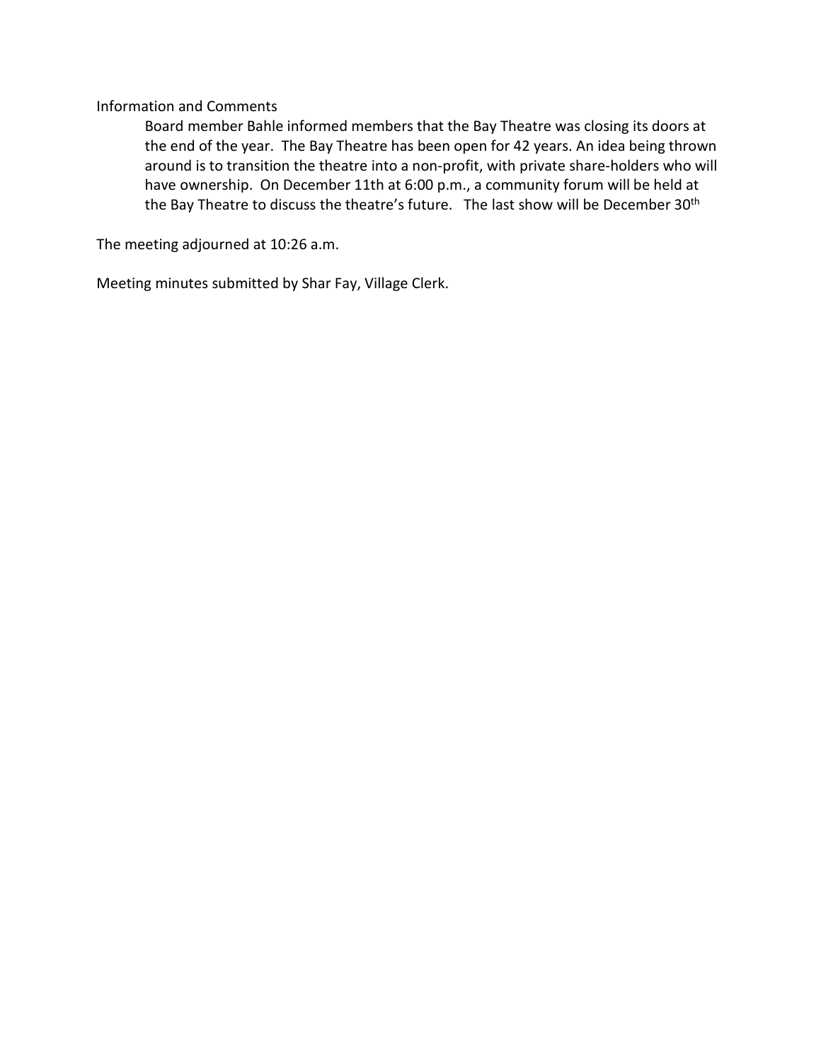Information and Comments

Board member Bahle informed members that the Bay Theatre was closing its doors at the end of the year. The Bay Theatre has been open for 42 years. An idea being thrown around is to transition the theatre into a non-profit, with private share-holders who will have ownership. On December 11th at 6:00 p.m., a community forum will be held at the Bay Theatre to discuss the theatre's future. The last show will be December 30th

The meeting adjourned at 10:26 a.m.

Meeting minutes submitted by Shar Fay, Village Clerk.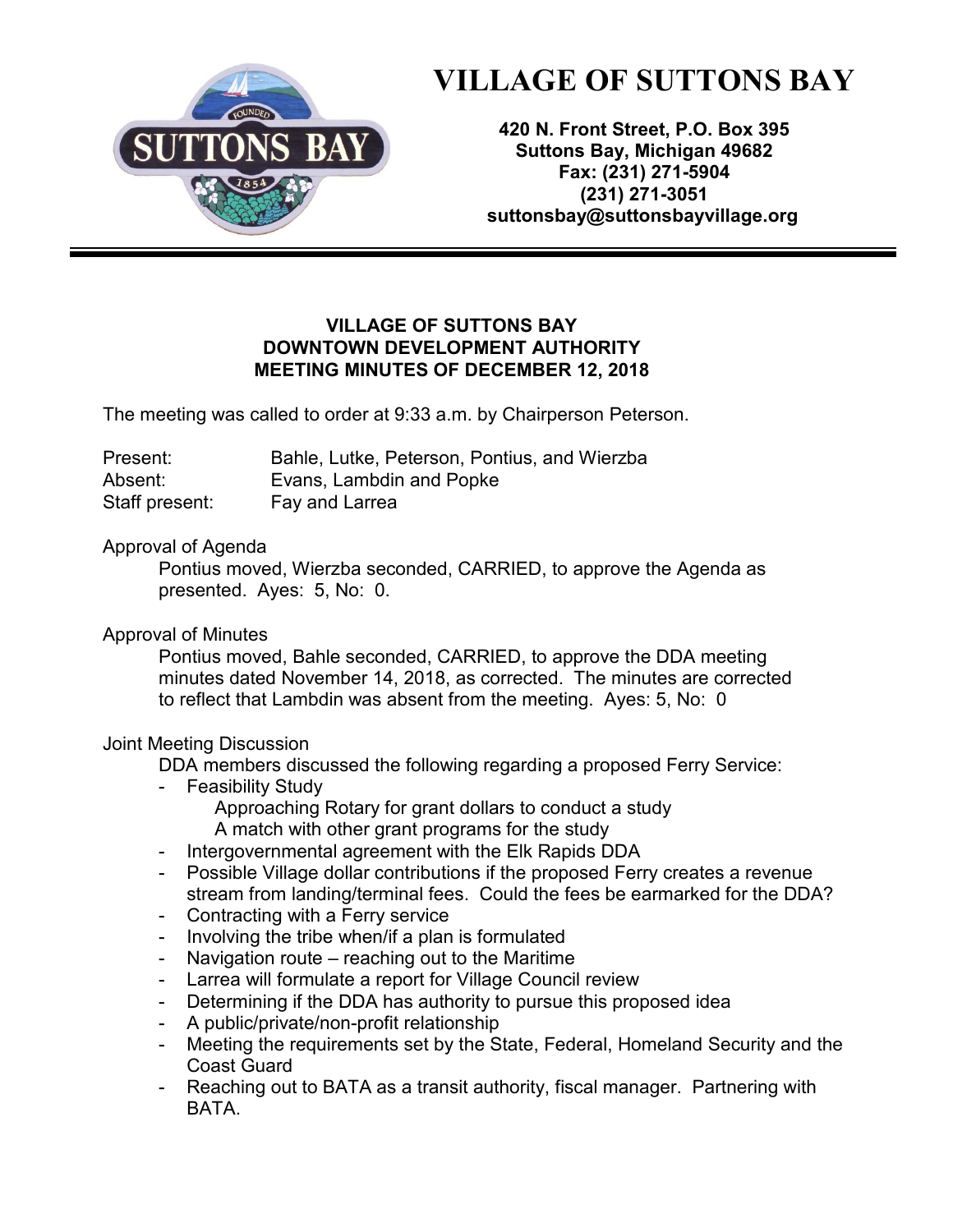# VILLAGE OF SUTTONS BAY

**420 N. Front Street, P.O. Box 395**
**Suttons Bay, Michigan 49682**
**Fax: (231) 271-5904**
**(231) 271-3051**
**suttonsbay@suttonsbayvillage.org**

---

**VILLAGE OF SUTTONS BAY**
**DOWNTOWN DEVELOPMENT AUTHORITY**
**MEETING MINUTES OF DECEMBER 12, 2018**

The meeting was called to order at 9:33 a.m. by Chairperson Peterson.

| | |
|---|---|
| Present: | Bahle, Lutke, Peterson, Pontius, and Wierzba |
| Absent: | Evans, Lambdin and Popke |
| Staff present: | Fay and Larrea |

Approval of Agenda

Pontius moved, Wierzba seconded, CARRIED, to approve the Agenda as presented. Ayes: 5, No: 0.

Approval of Minutes

Pontius moved, Bahle seconded, CARRIED, to approve the DDA meeting minutes dated November 14, 2018, as corrected. The minutes are corrected to reflect that Lambdin was absent from the meeting. Ayes: 5, No: 0

Joint Meeting Discussion

DDA members discussed the following regarding a proposed Ferry Service:

- Feasibility Study
  - Approaching Rotary for grant dollars to conduct a study
  - A match with other grant programs for the study
- Intergovernmental agreement with the Elk Rapids DDA
- Possible Village dollar contributions if the proposed Ferry creates a revenue stream from landing/terminal fees. Could the fees be earmarked for the DDA?
- Contracting with a Ferry service
- Involving the tribe when/if a plan is formulated
- Navigation route – reaching out to the Maritime
- Larrea will formulate a report for Village Council review
- Determining if the DDA has authority to pursue this proposed idea
- A public/private/non-profit relationship
- Meeting the requirements set by the State, Federal, Homeland Security and the Coast Guard
- Reaching out to BATA as a transit authority, fiscal manager. Partnering with BATA.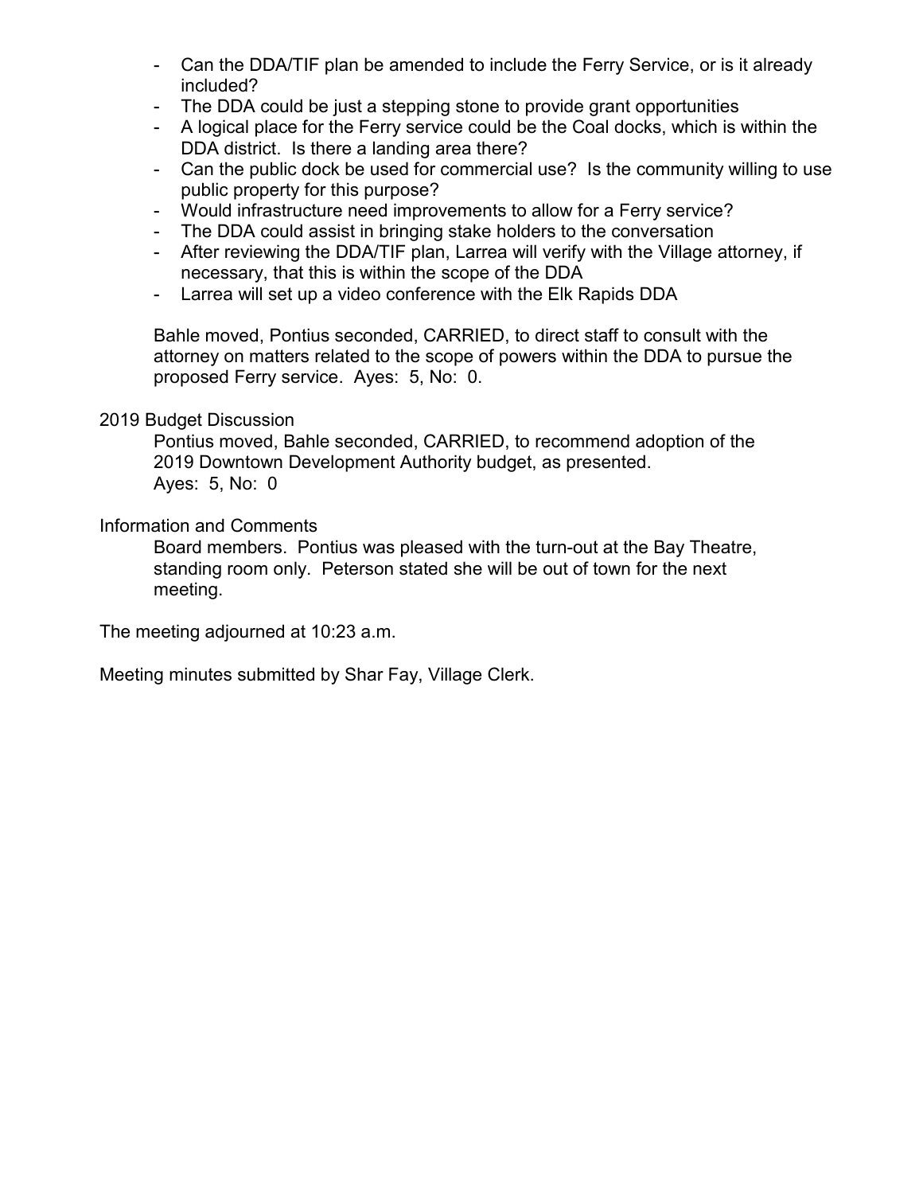- Can the DDA/TIF plan be amended to include the Ferry Service, or is it already included?
- The DDA could be just a stepping stone to provide grant opportunities
- A logical place for the Ferry service could be the Coal docks, which is within the DDA district. Is there a landing area there?
- Can the public dock be used for commercial use? Is the community willing to use public property for this purpose?
- Would infrastructure need improvements to allow for a Ferry service?
- The DDA could assist in bringing stake holders to the conversation
- After reviewing the DDA/TIF plan, Larrea will verify with the Village attorney, if necessary, that this is within the scope of the DDA
- Larrea will set up a video conference with the Elk Rapids DDA

Bahle moved, Pontius seconded, CARRIED, to direct staff to consult with the attorney on matters related to the scope of powers within the DDA to pursue the proposed Ferry service. Ayes: 5, No: 0.

2019 Budget Discussion

Pontius moved, Bahle seconded, CARRIED, to recommend adoption of the 2019 Downtown Development Authority budget, as presented.
Ayes: 5, No: 0

Information and Comments

Board members. Pontius was pleased with the turn-out at the Bay Theatre, standing room only. Peterson stated she will be out of town for the next meeting.

The meeting adjourned at 10:23 a.m.

Meeting minutes submitted by Shar Fay, Village Clerk.